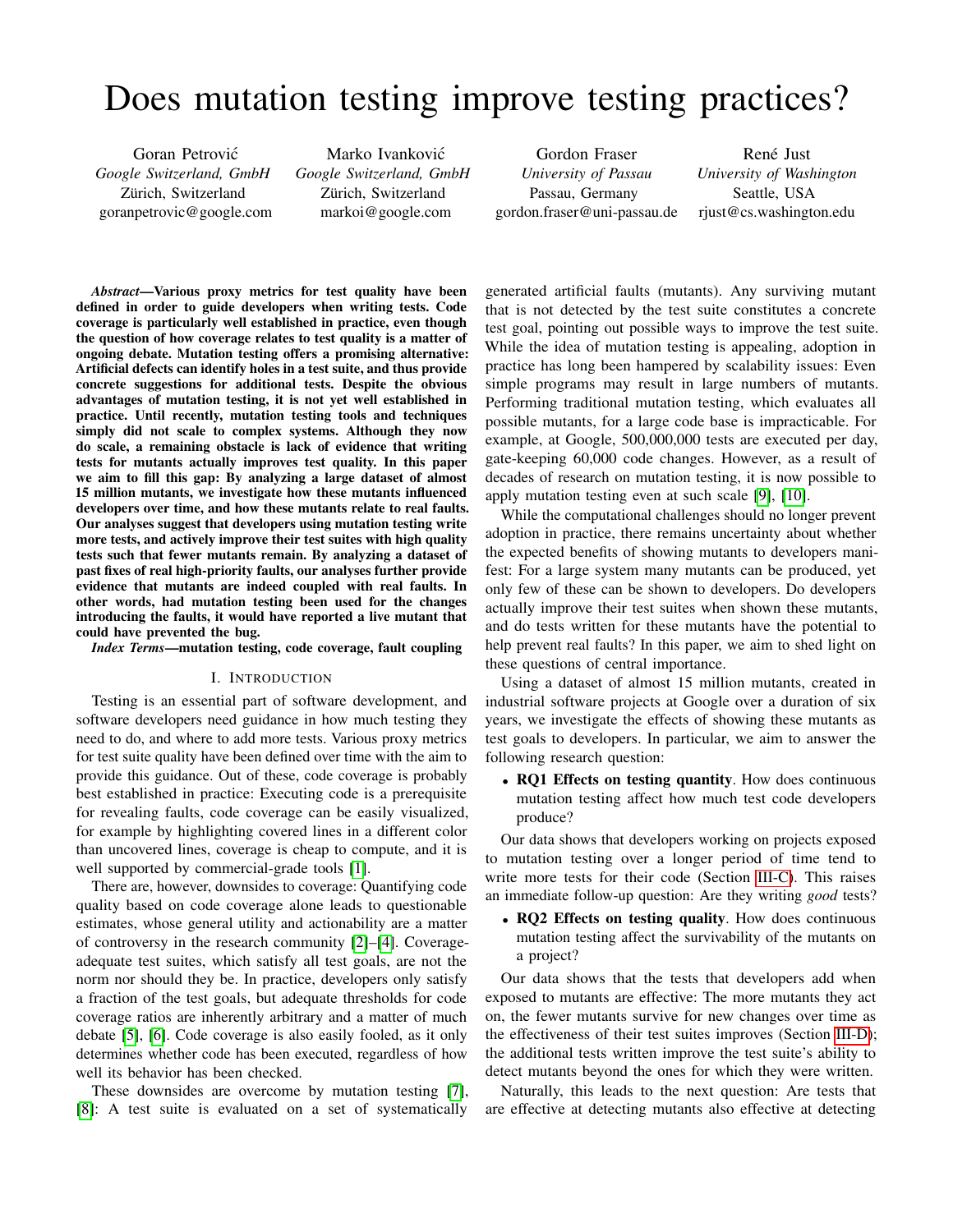# Does mutation testing improve testing practices?

Goran Petrović
*Google Switzerland, GmbH*
Zürich, Switzerland
goranpetrovic@google.com

Marko Ivanković
*Google Switzerland, GmbH*
Zürich, Switzerland
markoi@google.com

Gordon Fraser
*University of Passau*
Passau, Germany
gordon.fraser@uni-passau.de

René Just
*University of Washington*
Seattle, USA
rjust@cs.washington.edu

***Abstract*—Various proxy metrics for test quality have been defined in order to guide developers when writing tests. Code coverage is particularly well established in practice, even though the question of how coverage relates to test quality is a matter of ongoing debate. Mutation testing offers a promising alternative: Artificial defects can identify holes in a test suite, and thus provide concrete suggestions for additional tests. Despite the obvious advantages of mutation testing, it is not yet well established in practice. Until recently, mutation testing tools and techniques simply did not scale to complex systems. Although they now do scale, a remaining obstacle is lack of evidence that writing tests for mutants actually improves test quality. In this paper we aim to fill this gap: By analyzing a large dataset of almost 15 million mutants, we investigate how these mutants influenced developers over time, and how these mutants relate to real faults. Our analyses suggest that developers using mutation testing write more tests, and actively improve their test suites with high quality tests such that fewer mutants remain. By analyzing a dataset of past fixes of real high-priority faults, our analyses further provide evidence that mutants are indeed coupled with real faults. In other words, had mutation testing been used for the changes introducing the faults, it would have reported a live mutant that could have prevented the bug.**

***Index Terms*—mutation testing, code coverage, fault coupling**

## I. Introduction

Testing is an essential part of software development, and software developers need guidance in how much testing they need to do, and where to add more tests. Various proxy metrics for test suite quality have been defined over time with the aim to provide this guidance. Out of these, code coverage is probably best established in practice: Executing code is a prerequisite for revealing faults, code coverage can be easily visualized, for example by highlighting covered lines in a different color than uncovered lines, coverage is cheap to compute, and it is well supported by commercial-grade tools [1].

There are, however, downsides to coverage: Quantifying code quality based on code coverage alone leads to questionable estimates, whose general utility and actionability are a matter of controversy in the research community [2]–[4]. Coverage-adequate test suites, which satisfy all test goals, are not the norm nor should they be. In practice, developers only satisfy a fraction of the test goals, but adequate thresholds for code coverage ratios are inherently arbitrary and a matter of much debate [5], [6]. Code coverage is also easily fooled, as it only determines whether code has been executed, regardless of how well its behavior has been checked.

These downsides are overcome by mutation testing [7], [8]: A test suite is evaluated on a set of systematically generated artificial faults (mutants). Any surviving mutant that is not detected by the test suite constitutes a concrete test goal, pointing out possible ways to improve the test suite. While the idea of mutation testing is appealing, adoption in practice has long been hampered by scalability issues: Even simple programs may result in large numbers of mutants. Performing traditional mutation testing, which evaluates all possible mutants, for a large code base is impracticable. For example, at Google, 500,000,000 tests are executed per day, gate-keeping 60,000 code changes. However, as a result of decades of research on mutation testing, it is now possible to apply mutation testing even at such scale [9], [10].

While the computational challenges should no longer prevent adoption in practice, there remains uncertainty about whether the expected benefits of showing mutants to developers manifest: For a large system many mutants can be produced, yet only few of these can be shown to developers. Do developers actually improve their test suites when shown these mutants, and do tests written for these mutants have the potential to help prevent real faults? In this paper, we aim to shed light on these questions of central importance.

Using a dataset of almost 15 million mutants, created in industrial software projects at Google over a duration of six years, we investigate the effects of showing these mutants as test goals to developers. In particular, we aim to answer the following research question:

- **RQ1 Effects on testing quantity**. How does continuous mutation testing affect how much test code developers produce?

Our data shows that developers working on projects exposed to mutation testing over a longer period of time tend to write more tests for their code (Section III-C). This raises an immediate follow-up question: Are they writing *good* tests?

- **RQ2 Effects on testing quality**. How does continuous mutation testing affect the survivability of the mutants on a project?

Our data shows that the tests that developers add when exposed to mutants are effective: The more mutants they act on, the fewer mutants survive for new changes over time as the effectiveness of their test suites improves (Section III-D); the additional tests written improve the test suite's ability to detect mutants beyond the ones for which they were written.

Naturally, this leads to the next question: Are tests that are effective at detecting mutants also effective at detecting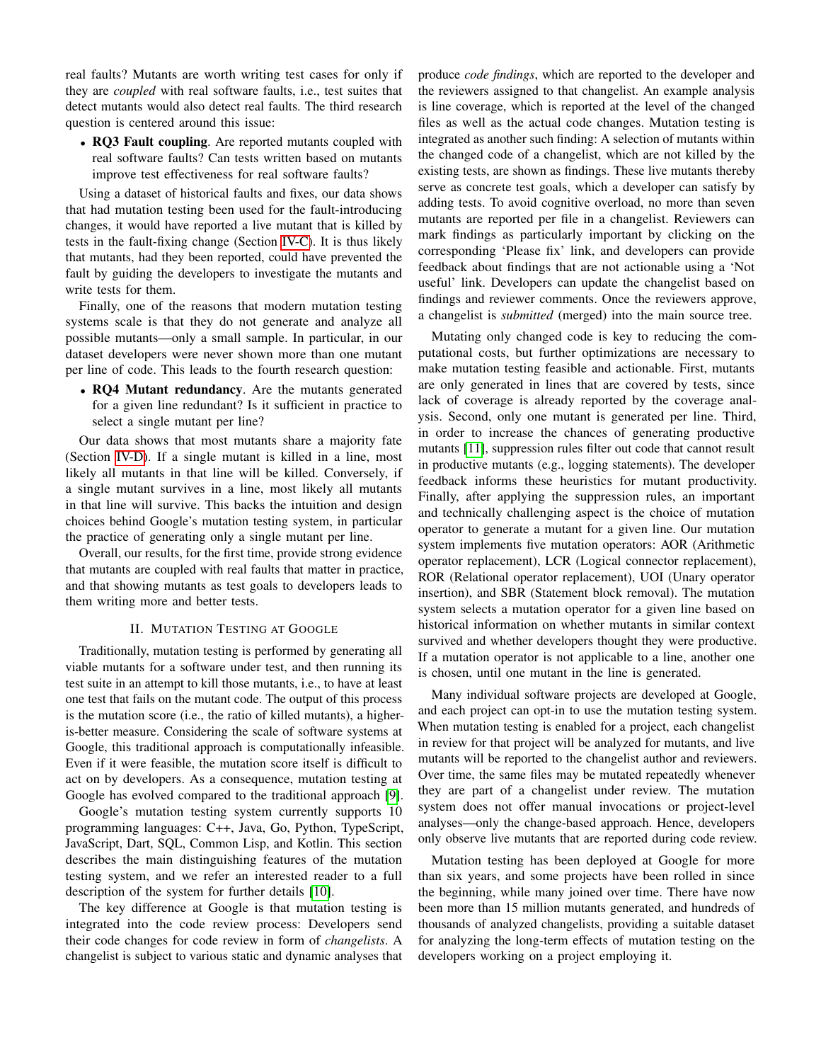real faults? Mutants are worth writing test cases for only if they are *coupled* with real software faults, i.e., test suites that detect mutants would also detect real faults. The third research question is centered around this issue:

- **RQ3 Fault coupling**. Are reported mutants coupled with real software faults? Can tests written based on mutants improve test effectiveness for real software faults?

Using a dataset of historical faults and fixes, our data shows that had mutation testing been used for the fault-introducing changes, it would have reported a live mutant that is killed by tests in the fault-fixing change (Section IV-C). It is thus likely that mutants, had they been reported, could have prevented the fault by guiding the developers to investigate the mutants and write tests for them.

Finally, one of the reasons that modern mutation testing systems scale is that they do not generate and analyze all possible mutants—only a small sample. In particular, in our dataset developers were never shown more than one mutant per line of code. This leads to the fourth research question:

- **RQ4 Mutant redundancy**. Are the mutants generated for a given line redundant? Is it sufficient in practice to select a single mutant per line?

Our data shows that most mutants share a majority fate (Section IV-D). If a single mutant is killed in a line, most likely all mutants in that line will be killed. Conversely, if a single mutant survives in a line, most likely all mutants in that line will survive. This backs the intuition and design choices behind Google's mutation testing system, in particular the practice of generating only a single mutant per line.

Overall, our results, for the first time, provide strong evidence that mutants are coupled with real faults that matter in practice, and that showing mutants as test goals to developers leads to them writing more and better tests.

## II. Mutation Testing at Google

Traditionally, mutation testing is performed by generating all viable mutants for a software under test, and then running its test suite in an attempt to kill those mutants, i.e., to have at least one test that fails on the mutant code. The output of this process is the mutation score (i.e., the ratio of killed mutants), a higher-is-better measure. Considering the scale of software systems at Google, this traditional approach is computationally infeasible. Even if it were feasible, the mutation score itself is difficult to act on by developers. As a consequence, mutation testing at Google has evolved compared to the traditional approach [9].

Google's mutation testing system currently supports 10 programming languages: C++, Java, Go, Python, TypeScript, JavaScript, Dart, SQL, Common Lisp, and Kotlin. This section describes the main distinguishing features of the mutation testing system, and we refer an interested reader to a full description of the system for further details [10].

The key difference at Google is that mutation testing is integrated into the code review process: Developers send their code changes for code review in form of *changelists*. A changelist is subject to various static and dynamic analyses that produce *code findings*, which are reported to the developer and the reviewers assigned to that changelist. An example analysis is line coverage, which is reported at the level of the changed files as well as the actual code changes. Mutation testing is integrated as another such finding: A selection of mutants within the changed code of a changelist, which are not killed by the existing tests, are shown as findings. These live mutants thereby serve as concrete test goals, which a developer can satisfy by adding tests. To avoid cognitive overload, no more than seven mutants are reported per file in a changelist. Reviewers can mark findings as particularly important by clicking on the corresponding 'Please fix' link, and developers can provide feedback about findings that are not actionable using a 'Not useful' link. Developers can update the changelist based on findings and reviewer comments. Once the reviewers approve, a changelist is *submitted* (merged) into the main source tree.

Mutating only changed code is key to reducing the computational costs, but further optimizations are necessary to make mutation testing feasible and actionable. First, mutants are only generated in lines that are covered by tests, since lack of coverage is already reported by the coverage analysis. Second, only one mutant is generated per line. Third, in order to increase the chances of generating productive mutants [11], suppression rules filter out code that cannot result in productive mutants (e.g., logging statements). The developer feedback informs these heuristics for mutant productivity. Finally, after applying the suppression rules, an important and technically challenging aspect is the choice of mutation operator to generate a mutant for a given line. Our mutation system implements five mutation operators: AOR (Arithmetic operator replacement), LCR (Logical connector replacement), ROR (Relational operator replacement), UOI (Unary operator insertion), and SBR (Statement block removal). The mutation system selects a mutation operator for a given line based on historical information on whether mutants in similar context survived and whether developers thought they were productive. If a mutation operator is not applicable to a line, another one is chosen, until one mutant in the line is generated.

Many individual software projects are developed at Google, and each project can opt-in to use the mutation testing system. When mutation testing is enabled for a project, each changelist in review for that project will be analyzed for mutants, and live mutants will be reported to the changelist author and reviewers. Over time, the same files may be mutated repeatedly whenever they are part of a changelist under review. The mutation system does not offer manual invocations or project-level analyses—only the change-based approach. Hence, developers only observe live mutants that are reported during code review.

Mutation testing has been deployed at Google for more than six years, and some projects have been rolled in since the beginning, while many joined over time. There have now been more than 15 million mutants generated, and hundreds of thousands of analyzed changelists, providing a suitable dataset for analyzing the long-term effects of mutation testing on the developers working on a project employing it.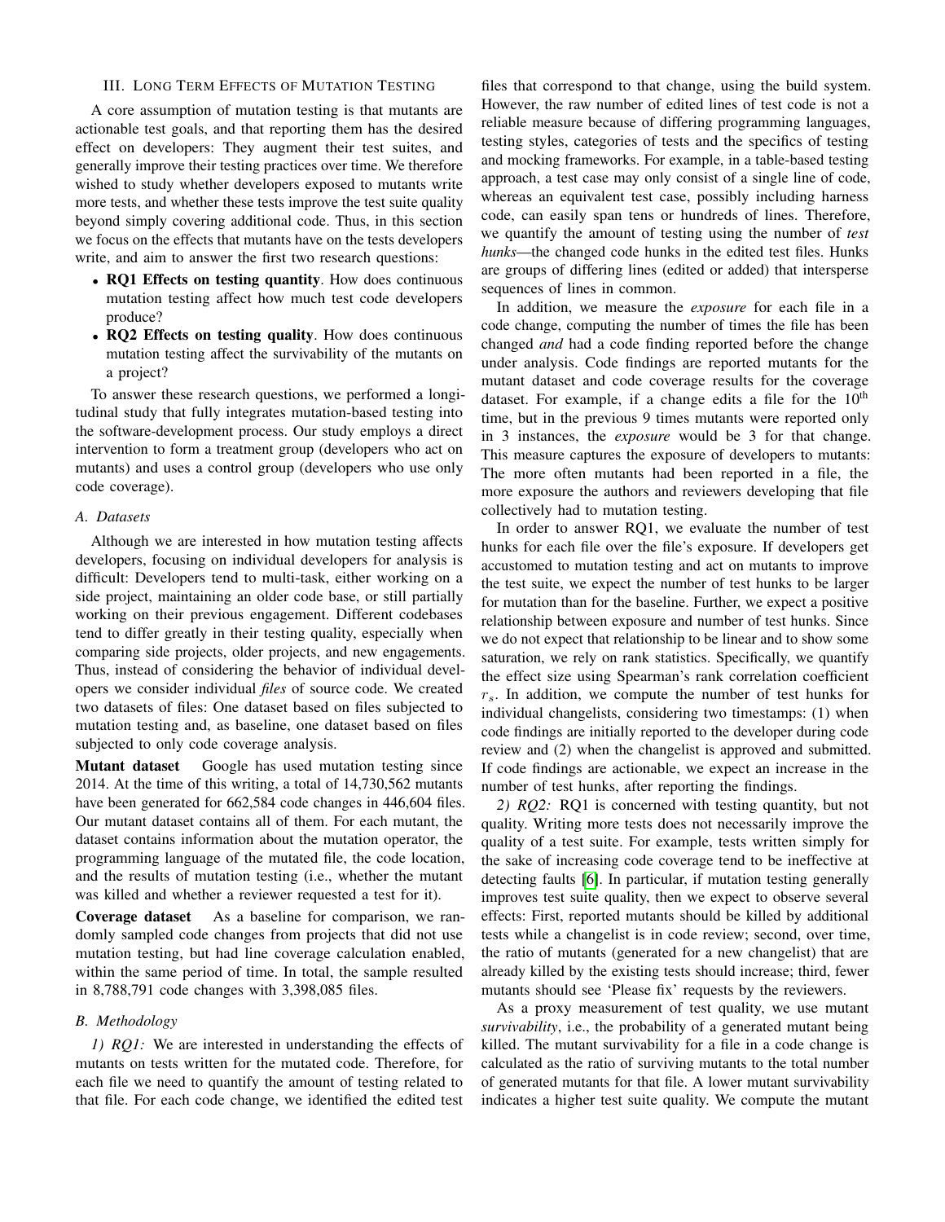## III. Long Term Effects of Mutation Testing

A core assumption of mutation testing is that mutants are actionable test goals, and that reporting them has the desired effect on developers: They augment their test suites, and generally improve their testing practices over time. We therefore wished to study whether developers exposed to mutants write more tests, and whether these tests improve the test suite quality beyond simply covering additional code. Thus, in this section we focus on the effects that mutants have on the tests developers write, and aim to answer the first two research questions:

- **RQ1 Effects on testing quantity**. How does continuous mutation testing affect how much test code developers produce?
- **RQ2 Effects on testing quality**. How does continuous mutation testing affect the survivability of the mutants on a project?

To answer these research questions, we performed a longitudinal study that fully integrates mutation-based testing into the software-development process. Our study employs a direct intervention to form a treatment group (developers who act on mutants) and uses a control group (developers who use only code coverage).

### A. Datasets

Although we are interested in how mutation testing affects developers, focusing on individual developers for analysis is difficult: Developers tend to multi-task, either working on a side project, maintaining an older code base, or still partially working on their previous engagement. Different codebases tend to differ greatly in their testing quality, especially when comparing side projects, older projects, and new engagements. Thus, instead of considering the behavior of individual developers we consider individual *files* of source code. We created two datasets of files: One dataset based on files subjected to mutation testing and, as baseline, one dataset based on files subjected to only code coverage analysis.

**Mutant dataset** Google has used mutation testing since 2014. At the time of this writing, a total of 14,730,562 mutants have been generated for 662,584 code changes in 446,604 files. Our mutant dataset contains all of them. For each mutant, the dataset contains information about the mutation operator, the programming language of the mutated file, the code location, and the results of mutation testing (i.e., whether the mutant was killed and whether a reviewer requested a test for it).

**Coverage dataset** As a baseline for comparison, we randomly sampled code changes from projects that did not use mutation testing, but had line coverage calculation enabled, within the same period of time. In total, the sample resulted in 8,788,791 code changes with 3,398,085 files.

### B. Methodology

*1) RQ1:* We are interested in understanding the effects of mutants on tests written for the mutated code. Therefore, for each file we need to quantify the amount of testing related to that file. For each code change, we identified the edited test files that correspond to that change, using the build system. However, the raw number of edited lines of test code is not a reliable measure because of differing programming languages, testing styles, categories of tests and the specifics of testing and mocking frameworks. For example, in a table-based testing approach, a test case may only consist of a single line of code, whereas an equivalent test case, possibly including harness code, can easily span tens or hundreds of lines. Therefore, we quantify the amount of testing using the number of *test hunks*—the changed code hunks in the edited test files. Hunks are groups of differing lines (edited or added) that intersperse sequences of lines in common.

In addition, we measure the *exposure* for each file in a code change, computing the number of times the file has been changed *and* had a code finding reported before the change under analysis. Code findings are reported mutants for the mutant dataset and code coverage results for the coverage dataset. For example, if a change edits a file for the 10$^{th}$ time, but in the previous 9 times mutants were reported only in 3 instances, the *exposure* would be 3 for that change. This measure captures the exposure of developers to mutants: The more often mutants had been reported in a file, the more exposure the authors and reviewers developing that file collectively had to mutation testing.

In order to answer RQ1, we evaluate the number of test hunks for each file over the file's exposure. If developers get accustomed to mutation testing and act on mutants to improve the test suite, we expect the number of test hunks to be larger for mutation than for the baseline. Further, we expect a positive relationship between exposure and number of test hunks. Since we do not expect that relationship to be linear and to show some saturation, we rely on rank statistics. Specifically, we quantify the effect size using Spearman's rank correlation coefficient $r_s$. In addition, we compute the number of test hunks for individual changelists, considering two timestamps: (1) when code findings are initially reported to the developer during code review and (2) when the changelist is approved and submitted. If code findings are actionable, we expect an increase in the number of test hunks, after reporting the findings.

*2) RQ2:* RQ1 is concerned with testing quantity, but not quality. Writing more tests does not necessarily improve the quality of a test suite. For example, tests written simply for the sake of increasing code coverage tend to be ineffective at detecting faults [6]. In particular, if mutation testing generally improves test suite quality, then we expect to observe several effects: First, reported mutants should be killed by additional tests while a changelist is in code review; second, over time, the ratio of mutants (generated for a new changelist) that are already killed by the existing tests should increase; third, fewer mutants should see 'Please fix' requests by the reviewers.

As a proxy measurement of test quality, we use mutant *survivability*, i.e., the probability of a generated mutant being killed. The mutant survivability for a file in a code change is calculated as the ratio of surviving mutants to the total number of generated mutants for that file. A lower mutant survivability indicates a higher test suite quality. We compute the mutant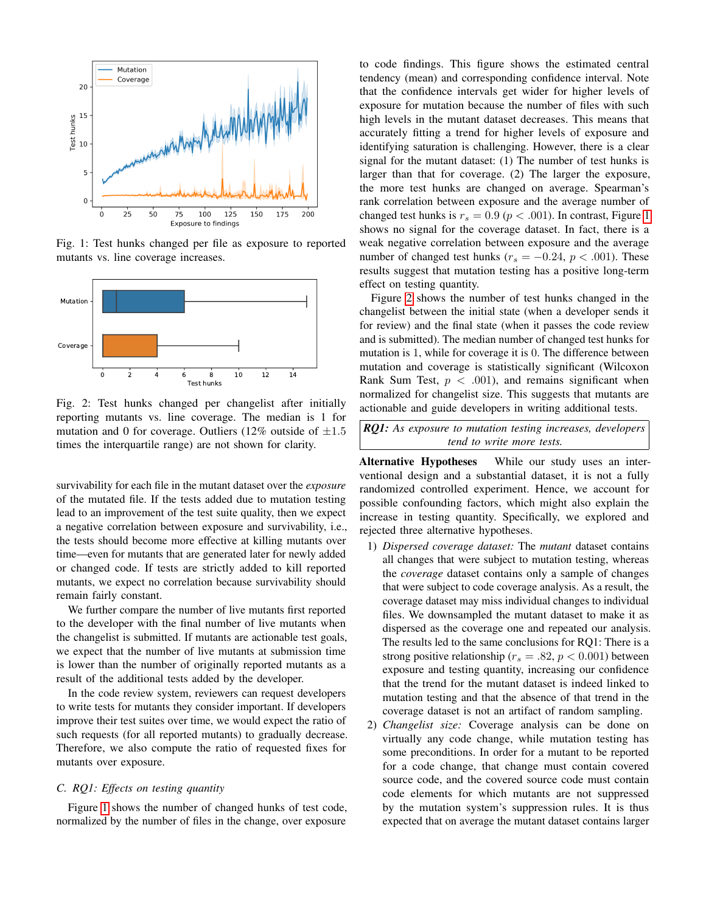Mutation
Coverage
20
15
10
5
0
Test hunks
0 25 50 75 100 125 150 175 200
Exposure to findings

Fig. 1: Test hunks changed per file as exposure to reported mutants vs. line coverage increases.

Mutation
Coverage
0 2 4 6 8 10 12 14
Test hunks

Fig. 2: Test hunks changed per changelist after initially reporting mutants vs. line coverage. The median is 1 for mutation and 0 for coverage. Outliers (12% outside of $\pm 1.5$ times the interquartile range) are not shown for clarity.

survivability for each file in the mutant dataset over the *exposure* of the mutated file. If the tests added due to mutation testing lead to an improvement of the test suite quality, then we expect a negative correlation between exposure and survivability, i.e., the tests should become more effective at killing mutants over time—even for mutants that are generated later for newly added or changed code. If tests are strictly added to kill reported mutants, we expect no correlation because survivability should remain fairly constant.

We further compare the number of live mutants first reported to the developer with the final number of live mutants when the changelist is submitted. If mutants are actionable test goals, we expect that the number of live mutants at submission time is lower than the number of originally reported mutants as a result of the additional tests added by the developer.

In the code review system, reviewers can request developers to write tests for mutants they consider important. If developers improve their test suites over time, we would expect the ratio of such requests (for all reported mutants) to gradually decrease. Therefore, we also compute the ratio of requested fixes for mutants over exposure.

### C. RQ1: Effects on testing quantity

Figure 1 shows the number of changed hunks of test code, normalized by the number of files in the change, over exposure to code findings. This figure shows the estimated central tendency (mean) and corresponding confidence interval. Note that the confidence intervals get wider for higher levels of exposure for mutation because the number of files with such high levels in the mutant dataset decreases. This means that accurately fitting a trend for higher levels of exposure and identifying saturation is challenging. However, there is a clear signal for the mutant dataset: (1) The number of test hunks is larger than that for coverage. (2) The larger the exposure, the more test hunks are changed on average. Spearman's rank correlation between exposure and the average number of changed test hunks is $r_s = 0.9$ ($p < .001$). In contrast, Figure 1 shows no signal for the coverage dataset. In fact, there is a weak negative correlation between exposure and the average number of changed test hunks ($r_s = -0.24$, $p < .001$). These results suggest that mutation testing has a positive long-term effect on testing quantity.

Figure 2 shows the number of test hunks changed in the changelist between the initial state (when a developer sends it for review) and the final state (when it passes the code review and is submitted). The median number of changed test hunks for mutation is 1, while for coverage it is 0. The difference between mutation and coverage is statistically significant (Wilcoxon Rank Sum Test, $p < .001$), and remains significant when normalized for changelist size. This suggests that mutants are actionable and guide developers in writing additional tests.

> ***RQ1:*** *As exposure to mutation testing increases, developers tend to write more tests.*

**Alternative Hypotheses** While our study uses an interventional design and a substantial dataset, it is not a fully randomized controlled experiment. Hence, we account for possible confounding factors, which might also explain the increase in testing quantity. Specifically, we explored and rejected three alternative hypotheses.

1) *Dispersed coverage dataset:* The *mutant* dataset contains all changes that were subject to mutation testing, whereas the *coverage* dataset contains only a sample of changes that were subject to code coverage analysis. As a result, the coverage dataset may miss individual changes to individual files. We downsampled the mutant dataset to make it as dispersed as the coverage one and repeated our analysis. The results led to the same conclusions for RQ1: There is a strong positive relationship ($r_s = .82$, $p < 0.001$) between exposure and testing quantity, increasing our confidence that the trend for the mutant dataset is indeed linked to mutation testing and that the absence of that trend in the coverage dataset is not an artifact of random sampling.
2) *Changelist size:* Coverage analysis can be done on virtually any code change, while mutation testing has some preconditions. In order for a mutant to be reported for a code change, that change must contain covered source code, and the covered source code must contain code elements for which mutants are not suppressed by the mutation system's suppression rules. It is thus expected that on average the mutant dataset contains larger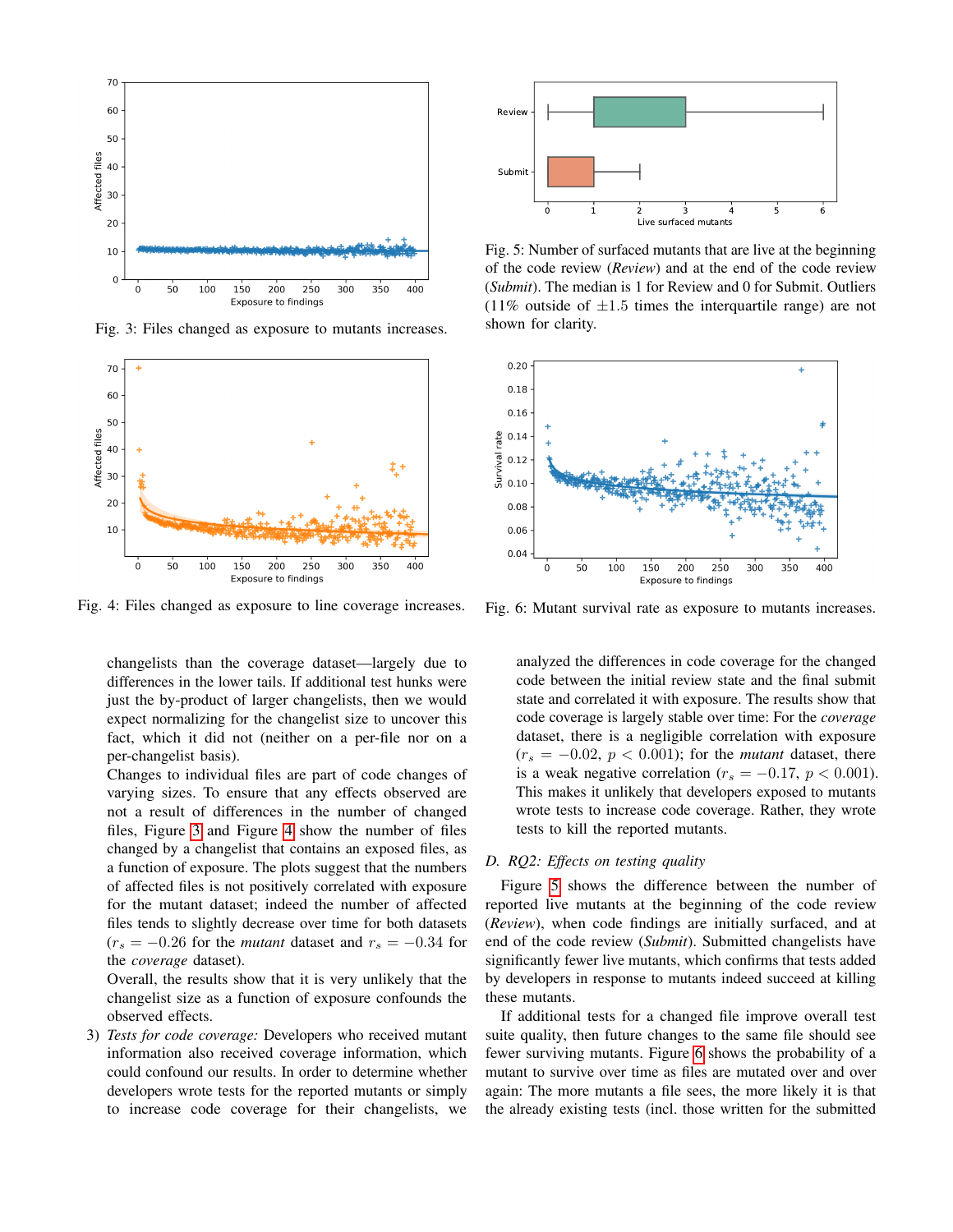70
60
50
40
30
20
10
0
Affected files
0 50 100 150 200 250 300 350 400
Exposure to findings

Fig. 3: Files changed as exposure to mutants increases.

70
60
50
40
30
20
10
Affected files
0 50 100 150 200 250 300 350 400
Exposure to findings

Fig. 4: Files changed as exposure to line coverage increases.

Review
Submit
0 1 2 3 4 5 6
Live surfaced mutants

Fig. 5: Number of surfaced mutants that are live at the beginning of the code review (*Review*) and at the end of the code review (*Submit*). The median is 1 for Review and 0 for Submit. Outliers (11% outside of $\pm 1.5$ times the interquartile range) are not shown for clarity.

0.20
0.18
0.16
0.14
0.12
0.10
0.08
0.06
0.04
Survival rate
0 50 100 150 200 250 300 350 400
Exposure to findings

Fig. 6: Mutant survival rate as exposure to mutants increases.

changelists than the coverage dataset—largely due to differences in the lower tails. If additional test hunks were just the by-product of larger changelists, then we would expect normalizing for the changelist size to uncover this fact, which it did not (neither on a per-file nor on a per-changelist basis).

Changes to individual files are part of code changes of varying sizes. To ensure that any effects observed are not a result of differences in the number of changed files, Figure 3 and Figure 4 show the number of files changed by a changelist that contains an exposed files, as a function of exposure. The plots suggest that the numbers of affected files is not positively correlated with exposure for the mutant dataset; indeed the number of affected files tends to slightly decrease over time for both datasets ($r_s = -0.26$ for the *mutant* dataset and $r_s = -0.34$ for the *coverage* dataset).

Overall, the results show that it is very unlikely that the changelist size as a function of exposure confounds the observed effects.

3) *Tests for code coverage:* Developers who received mutant information also received coverage information, which could confound our results. In order to determine whether developers wrote tests for the reported mutants or simply to increase code coverage for their changelists, we analyzed the differences in code coverage for the changed code between the initial review state and the final submit state and correlated it with exposure. The results show that code coverage is largely stable over time: For the *coverage* dataset, there is a negligible correlation with exposure ($r_s = -0.02$, $p < 0.001$); for the *mutant* dataset, there is a weak negative correlation ($r_s = -0.17$, $p < 0.001$). This makes it unlikely that developers exposed to mutants wrote tests to increase code coverage. Rather, they wrote tests to kill the reported mutants.

### D. *RQ2: Effects on testing quality*

Figure 5 shows the difference between the number of reported live mutants at the beginning of the code review (*Review*), when code findings are initially surfaced, and at end of the code review (*Submit*). Submitted changelists have significantly fewer live mutants, which confirms that tests added by developers in response to mutants indeed succeed at killing these mutants.

If additional tests for a changed file improve overall test suite quality, then future changes to the same file should see fewer surviving mutants. Figure 6 shows the probability of a mutant to survive over time as files are mutated over and over again: The more mutants a file sees, the more likely it is that the already existing tests (incl. those written for the submitted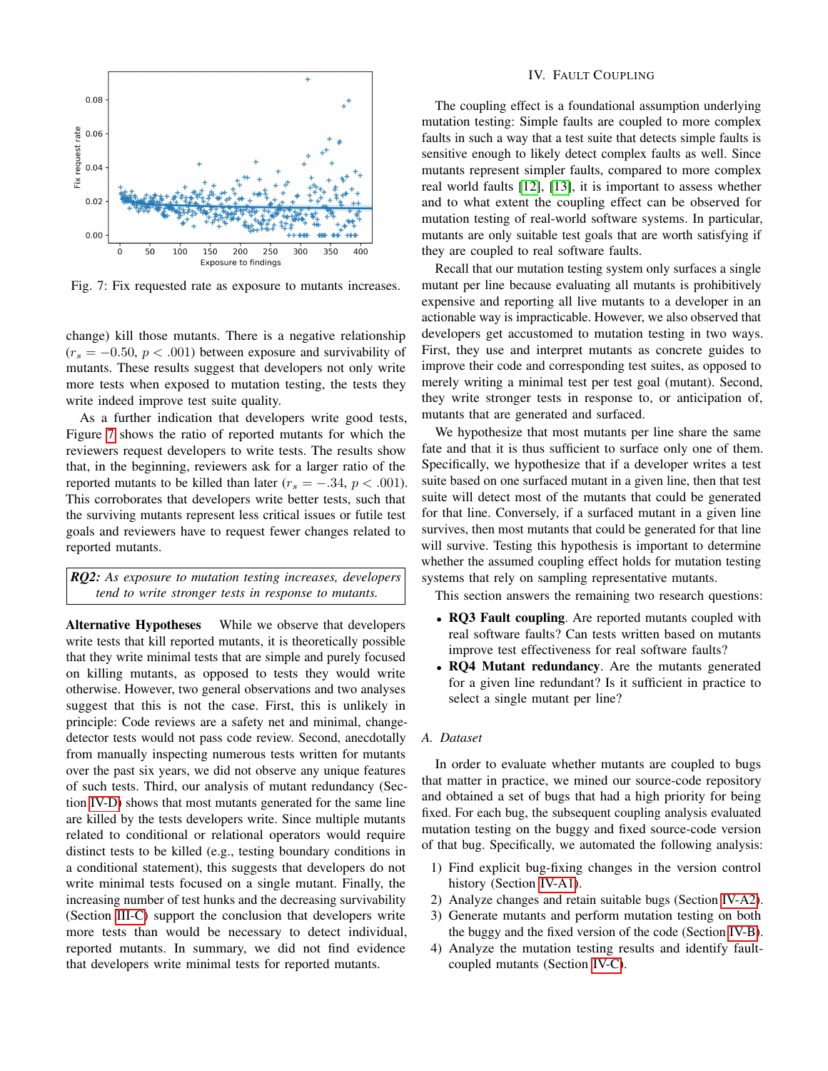Fig. 7: Fix requested rate as exposure to mutants increases.

change) kill those mutants. There is a negative relationship ($r_s = -0.50$, $p < .001$) between exposure and survivability of mutants. These results suggest that developers not only write more tests when exposed to mutation testing, the tests they write indeed improve test suite quality.

As a further indication that developers write good tests, Figure 7 shows the ratio of reported mutants for which the reviewers request developers to write tests. The results show that, in the beginning, reviewers ask for a larger ratio of the reported mutants to be killed than later ($r_s = -.34$, $p < .001$). This corroborates that developers write better tests, such that the surviving mutants represent less critical issues or futile test goals and reviewers have to request fewer changes related to reported mutants.

> ***RQ2:*** *As exposure to mutation testing increases, developers tend to write stronger tests in response to mutants.*

**Alternative Hypotheses** While we observe that developers write tests that kill reported mutants, it is theoretically possible that they write minimal tests that are simple and purely focused on killing mutants, as opposed to tests they would write otherwise. However, two general observations and two analyses suggest that this is not the case. First, this is unlikely in principle: Code reviews are a safety net and minimal, change-detector tests would not pass code review. Second, anecdotally from manually inspecting numerous tests written for mutants over the past six years, we did not observe any unique features of such tests. Third, our analysis of mutant redundancy (Section IV-D) shows that most mutants generated for the same line are killed by the tests developers write. Since multiple mutants related to conditional or relational operators would require distinct tests to be killed (e.g., testing boundary conditions in a conditional statement), this suggests that developers do not write minimal tests focused on a single mutant. Finally, the increasing number of test hunks and the decreasing survivability (Section III-C) support the conclusion that developers write more tests than would be necessary to detect individual, reported mutants. In summary, we did not find evidence that developers write minimal tests for reported mutants.

## IV. Fault Coupling

The coupling effect is a foundational assumption underlying mutation testing: Simple faults are coupled to more complex faults in such a way that a test suite that detects simple faults is sensitive enough to likely detect complex faults as well. Since mutants represent simpler faults, compared to more complex real world faults [12], [13], it is important to assess whether and to what extent the coupling effect can be observed for mutation testing of real-world software systems. In particular, mutants are only suitable test goals that are worth satisfying if they are coupled to real software faults.

Recall that our mutation testing system only surfaces a single mutant per line because evaluating all mutants is prohibitively expensive and reporting all live mutants to a developer in an actionable way is impracticable. However, we also observed that developers get accustomed to mutation testing in two ways. First, they use and interpret mutants as concrete guides to improve their code and corresponding test suites, as opposed to merely writing a minimal test per test goal (mutant). Second, they write stronger tests in response to, or anticipation of, mutants that are generated and surfaced.

We hypothesize that most mutants per line share the same fate and that it is thus sufficient to surface only one of them. Specifically, we hypothesize that if a developer writes a test suite based on one surfaced mutant in a given line, then that test suite will detect most of the mutants that could be generated for that line. Conversely, if a surfaced mutant in a given line survives, then most mutants that could be generated for that line will survive. Testing this hypothesis is important to determine whether the assumed coupling effect holds for mutation testing systems that rely on sampling representative mutants.

This section answers the remaining two research questions:

- **RQ3 Fault coupling**. Are reported mutants coupled with real software faults? Can tests written based on mutants improve test effectiveness for real software faults?
- **RQ4 Mutant redundancy**. Are the mutants generated for a given line redundant? Is it sufficient in practice to select a single mutant per line?

### A. Dataset

In order to evaluate whether mutants are coupled to bugs that matter in practice, we mined our source-code repository and obtained a set of bugs that had a high priority for being fixed. For each bug, the subsequent coupling analysis evaluated mutation testing on the buggy and fixed source-code version of that bug. Specifically, we automated the following analysis:

1) Find explicit bug-fixing changes in the version control history (Section IV-A1).
2) Analyze changes and retain suitable bugs (Section IV-A2).
3) Generate mutants and perform mutation testing on both the buggy and the fixed version of the code (Section IV-B).
4) Analyze the mutation testing results and identify fault-coupled mutants (Section IV-C).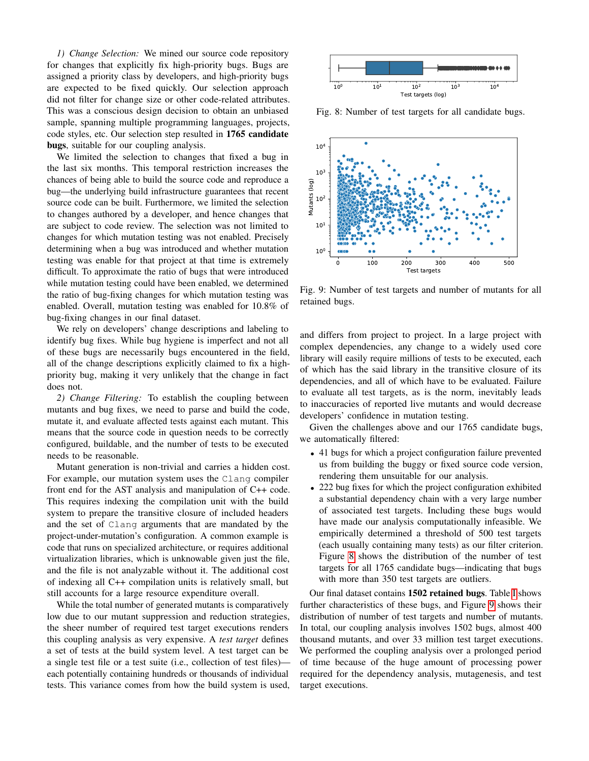*1) Change Selection:* We mined our source code repository for changes that explicitly fix high-priority bugs. Bugs are assigned a priority class by developers, and high-priority bugs are expected to be fixed quickly. Our selection approach did not filter for change size or other code-related attributes. This was a conscious design decision to obtain an unbiased sample, spanning multiple programming languages, projects, code styles, etc. Our selection step resulted in **1765 candidate bugs**, suitable for our coupling analysis.

We limited the selection to changes that fixed a bug in the last six months. This temporal restriction increases the chances of being able to build the source code and reproduce a bug—the underlying build infrastructure guarantees that recent source code can be built. Furthermore, we limited the selection to changes authored by a developer, and hence changes that are subject to code review. The selection was not limited to changes for which mutation testing was not enabled. Precisely determining when a bug was introduced and whether mutation testing was enable for that project at that time is extremely difficult. To approximate the ratio of bugs that were introduced while mutation testing could have been enabled, we determined the ratio of bug-fixing changes for which mutation testing was enabled. Overall, mutation testing was enabled for 10.8% of bug-fixing changes in our final dataset.

We rely on developers' change descriptions and labeling to identify bug fixes. While bug hygiene is imperfect and not all of these bugs are necessarily bugs encountered in the field, all of the change descriptions explicitly claimed to fix a high-priority bug, making it very unlikely that the change in fact does not.

*2) Change Filtering:* To establish the coupling between mutants and bug fixes, we need to parse and build the code, mutate it, and evaluate affected tests against each mutant. This means that the source code in question needs to be correctly configured, buildable, and the number of tests to be executed needs to be reasonable.

Mutant generation is non-trivial and carries a hidden cost. For example, our mutation system uses the `Clang` compiler front end for the AST analysis and manipulation of C++ code. This requires indexing the compilation unit with the build system to prepare the transitive closure of included headers and the set of `Clang` arguments that are mandated by the project-under-mutation's configuration. A common example is code that runs on specialized architecture, or requires additional virtualization libraries, which is unknowable given just the file, and the file is not analyzable without it. The additional cost of indexing all C++ compilation units is relatively small, but still accounts for a large resource expenditure overall.

While the total number of generated mutants is comparatively low due to our mutant suppression and reduction strategies, the sheer number of required test target executions renders this coupling analysis as very expensive. A *test target* defines a set of tests at the build system level. A test target can be a single test file or a test suite (i.e., collection of test files)—each potentially containing hundreds or thousands of individual tests. This variance comes from how the build system is used, and differs from project to project. In a large project with complex dependencies, any change to a widely used core library will easily require millions of tests to be executed, each of which has the said library in the transitive closure of its dependencies, and all of which have to be evaluated. Failure to evaluate all test targets, as is the norm, inevitably leads to inaccuracies of reported live mutants and would decrease developers' confidence in mutation testing.

Fig. 8 plot labels:
$10^0$ $10^1$ $10^2$ $10^3$ $10^4$
Test targets (log)

Fig. 8: Number of test targets for all candidate bugs.

Fig. 9 plot labels:
Mutants (log)
$10^4$ $10^3$ $10^2$ $10^1$ $10^0$
0 100 200 300 400 500
Test targets

Fig. 9: Number of test targets and number of mutants for all retained bugs.

Given the challenges above and our 1765 candidate bugs, we automatically filtered:

- 41 bugs for which a project configuration failure prevented us from building the buggy or fixed source code version, rendering them unsuitable for our analysis.
- 222 bug fixes for which the project configuration exhibited a substantial dependency chain with a very large number of associated test targets. Including these bugs would have made our analysis computationally infeasible. We empirically determined a threshold of 500 test targets (each usually containing many tests) as our filter criterion. Figure 8 shows the distribution of the number of test targets for all 1765 candidate bugs—indicating that bugs with more than 350 test targets are outliers.

Our final dataset contains **1502 retained bugs**. Table I shows further characteristics of these bugs, and Figure 9 shows their distribution of number of test targets and number of mutants. In total, our coupling analysis involves 1502 bugs, almost 400 thousand mutants, and over 33 million test target executions. We performed the coupling analysis over a prolonged period of time because of the huge amount of processing power required for the dependency analysis, mutagenesis, and test target executions.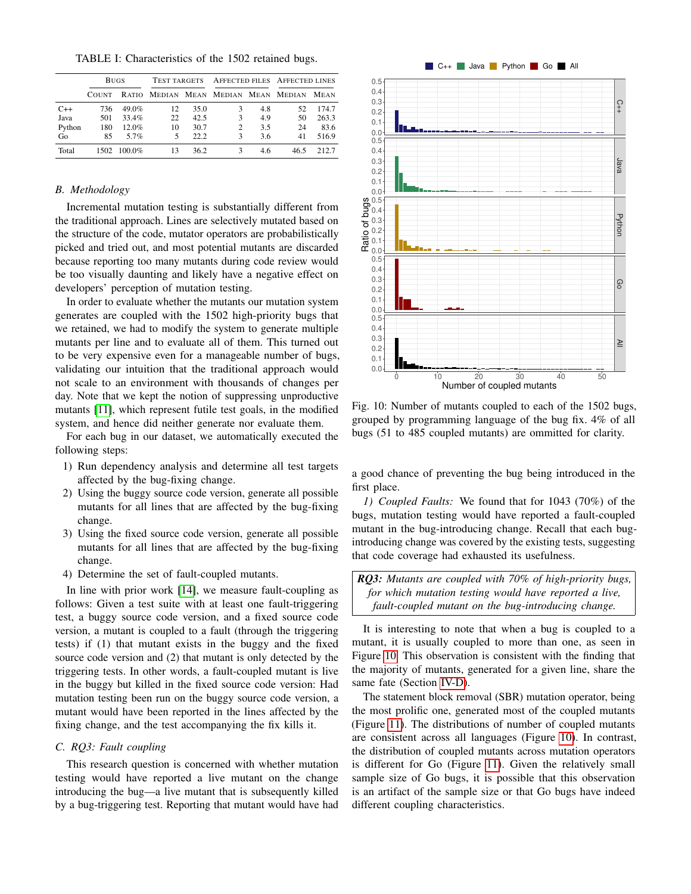TABLE I: Characteristics of the 1502 retained bugs.

| | Bugs | | Test targets | | Affected files | | Affected lines | |
|---|---|---|---|---|---|---|---|---|
| | Count | Ratio | Median | Mean | Median | Mean | Median | Mean |
| C++ | 736 | 49.0% | 12 | 35.0 | 3 | 4.8 | 52 | 174.7 |
| Java | 501 | 33.4% | 22 | 42.5 | 3 | 4.9 | 50 | 263.3 |
| Python | 180 | 12.0% | 10 | 30.7 | 2 | 3.5 | 24 | 83.6 |
| Go | 85 | 5.7% | 5 | 22.2 | 3 | 3.6 | 41 | 516.9 |
| Total | 1502 | 100.0% | 13 | 36.2 | 3 | 4.6 | 46.5 | 212.7 |

### B. Methodology

Incremental mutation testing is substantially different from the traditional approach. Lines are selectively mutated based on the structure of the code, mutator operators are probabilistically picked and tried out, and most potential mutants are discarded because reporting too many mutants during code review would be too visually daunting and likely have a negative effect on developers' perception of mutation testing.

In order to evaluate whether the mutants our mutation system generates are coupled with the 1502 high-priority bugs that we retained, we had to modify the system to generate multiple mutants per line and to evaluate all of them. This turned out to be very expensive even for a manageable number of bugs, validating our intuition that the traditional approach would not scale to an environment with thousands of changes per day. Note that we kept the notion of suppressing unproductive mutants [11], which represent futile test goals, in the modified system, and hence did neither generate nor evaluate them.

For each bug in our dataset, we automatically executed the following steps:

1) Run dependency analysis and determine all test targets affected by the bug-fixing change.
2) Using the buggy source code version, generate all possible mutants for all lines that are affected by the bug-fixing change.
3) Using the fixed source code version, generate all possible mutants for all lines that are affected by the bug-fixing change.
4) Determine the set of fault-coupled mutants.

In line with prior work [14], we measure fault-coupling as follows: Given a test suite with at least one fault-triggering test, a buggy source code version, and a fixed source code version, a mutant is coupled to a fault (through the triggering tests) if (1) that mutant exists in the buggy and the fixed source code version and (2) that mutant is only detected by the triggering tests. In other words, a fault-coupled mutant is live in the buggy but killed in the fixed source code version: Had mutation testing been run on the buggy source code version, a mutant would have been reported in the lines affected by the fixing change, and the test accompanying the fix kills it.

### C. RQ3: Fault coupling

This research question is concerned with whether mutation testing would have reported a live mutant on the change introducing the bug—a live mutant that is subsequently killed by a bug-triggering test. Reporting that mutant would have had a good chance of preventing the bug being introduced in the first place.

C++ Java Python Go All

Ratio of bugs

C++ Java Python Go All

0.0 0.1 0.2 0.3 0.4 0.5

0 10 20 30 40 50

Number of coupled mutants

Fig. 10: Number of mutants coupled to each of the 1502 bugs, grouped by programming language of the bug fix. 4% of all bugs (51 to 485 coupled mutants) are ommitted for clarity.

*1) Coupled Faults:* We found that for 1043 (70%) of the bugs, mutation testing would have reported a fault-coupled mutant in the bug-introducing change. Recall that each bug-introducing change was covered by the existing tests, suggesting that code coverage had exhausted its usefulness.

> ***RQ3:*** *Mutants are coupled with 70% of high-priority bugs, for which mutation testing would have reported a live, fault-coupled mutant on the bug-introducing change.*

It is interesting to note that when a bug is coupled to a mutant, it is usually coupled to more than one, as seen in Figure 10. This observation is consistent with the finding that the majority of mutants, generated for a given line, share the same fate (Section IV-D).

The statement block removal (SBR) mutation operator, being the most prolific one, generated most of the coupled mutants (Figure 11). The distributions of number of coupled mutants are consistent across all languages (Figure 10). In contrast, the distribution of coupled mutants across mutation operators is different for Go (Figure 11). Given the relatively small sample size of Go bugs, it is possible that this observation is an artifact of the sample size or that Go bugs have indeed different coupling characteristics.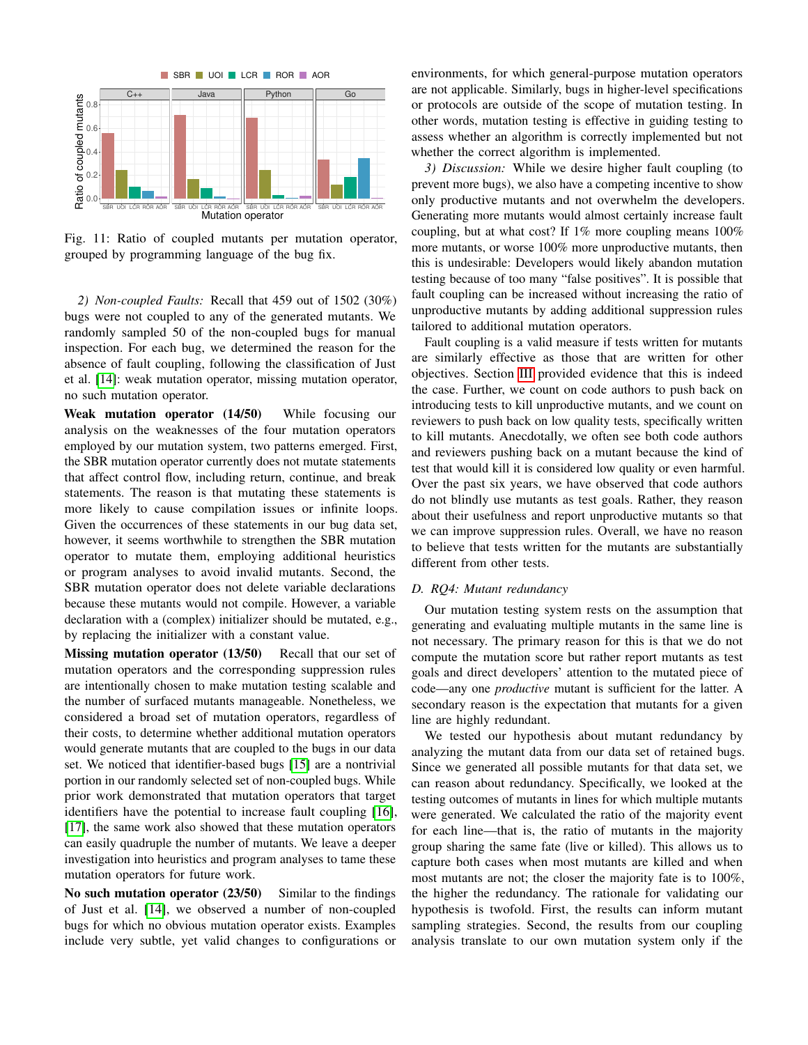SBR UOI LCR ROR AOR

C++ Java Python Go

Ratio of coupled mutants

0.8
0.6
0.4
0.2
0.0

SBR UOI LCR ROR AOR SBR UOI LCR ROR AOR SBR UOI LCR ROR AOR SBR UOI LCR ROR AOR

Mutation operator

Fig. 11: Ratio of coupled mutants per mutation operator, grouped by programming language of the bug fix.

*2) Non-coupled Faults:* Recall that 459 out of 1502 (30%) bugs were not coupled to any of the generated mutants. We randomly sampled 50 of the non-coupled bugs for manual inspection. For each bug, we determined the reason for the absence of fault coupling, following the classification of Just et al. [14]: weak mutation operator, missing mutation operator, no such mutation operator.

**Weak mutation operator (14/50)** While focusing our analysis on the weaknesses of the four mutation operators employed by our mutation system, two patterns emerged. First, the SBR mutation operator currently does not mutate statements that affect control flow, including return, continue, and break statements. The reason is that mutating these statements is more likely to cause compilation issues or infinite loops. Given the occurrences of these statements in our bug data set, however, it seems worthwhile to strengthen the SBR mutation operator to mutate them, employing additional heuristics or program analyses to avoid invalid mutants. Second, the SBR mutation operator does not delete variable declarations because these mutants would not compile. However, a variable declaration with a (complex) initializer should be mutated, e.g., by replacing the initializer with a constant value.

**Missing mutation operator (13/50)** Recall that our set of mutation operators and the corresponding suppression rules are intentionally chosen to make mutation testing scalable and the number of surfaced mutants manageable. Nonetheless, we considered a broad set of mutation operators, regardless of their costs, to determine whether additional mutation operators would generate mutants that are coupled to the bugs in our data set. We noticed that identifier-based bugs [15] are a nontrivial portion in our randomly selected set of non-coupled bugs. While prior work demonstrated that mutation operators that target identifiers have the potential to increase fault coupling [16], [17], the same work also showed that these mutation operators can easily quadruple the number of mutants. We leave a deeper investigation into heuristics and program analyses to tame these mutation operators for future work.

**No such mutation operator (23/50)** Similar to the findings of Just et al. [14], we observed a number of non-coupled bugs for which no obvious mutation operator exists. Examples include very subtle, yet valid changes to configurations or environments, for which general-purpose mutation operators are not applicable. Similarly, bugs in higher-level specifications or protocols are outside of the scope of mutation testing. In other words, mutation testing is effective in guiding testing to assess whether an algorithm is correctly implemented but not whether the correct algorithm is implemented.

*3) Discussion:* While we desire higher fault coupling (to prevent more bugs), we also have a competing incentive to show only productive mutants and not overwhelm the developers. Generating more mutants would almost certainly increase fault coupling, but at what cost? If 1% more coupling means 100% more mutants, or worse 100% more unproductive mutants, then this is undesirable: Developers would likely abandon mutation testing because of too many "false positives". It is possible that fault coupling can be increased without increasing the ratio of unproductive mutants by adding additional suppression rules tailored to additional mutation operators.

Fault coupling is a valid measure if tests written for mutants are similarly effective as those that are written for other objectives. Section III provided evidence that this is indeed the case. Further, we count on code authors to push back on introducing tests to kill unproductive mutants, and we count on reviewers to push back on low quality tests, specifically written to kill mutants. Anecdotally, we often see both code authors and reviewers pushing back on a mutant because the kind of test that would kill it is considered low quality or even harmful. Over the past six years, we have observed that code authors do not blindly use mutants as test goals. Rather, they reason about their usefulness and report unproductive mutants so that we can improve suppression rules. Overall, we have no reason to believe that tests written for the mutants are substantially different from other tests.

### *D. RQ4: Mutant redundancy*

Our mutation testing system rests on the assumption that generating and evaluating multiple mutants in the same line is not necessary. The primary reason for this is that we do not compute the mutation score but rather report mutants as test goals and direct developers' attention to the mutated piece of code—any one *productive* mutant is sufficient for the latter. A secondary reason is the expectation that mutants for a given line are highly redundant.

We tested our hypothesis about mutant redundancy by analyzing the mutant data from our data set of retained bugs. Since we generated all possible mutants for that data set, we can reason about redundancy. Specifically, we looked at the testing outcomes of mutants in lines for which multiple mutants were generated. We calculated the ratio of the majority event for each line—that is, the ratio of mutants in the majority group sharing the same fate (live or killed). This allows us to capture both cases when most mutants are killed and when most mutants are not; the closer the majority fate is to 100%, the higher the redundancy. The rationale for validating our hypothesis is twofold. First, the results can inform mutant sampling strategies. Second, the results from our coupling analysis translate to our own mutation system only if the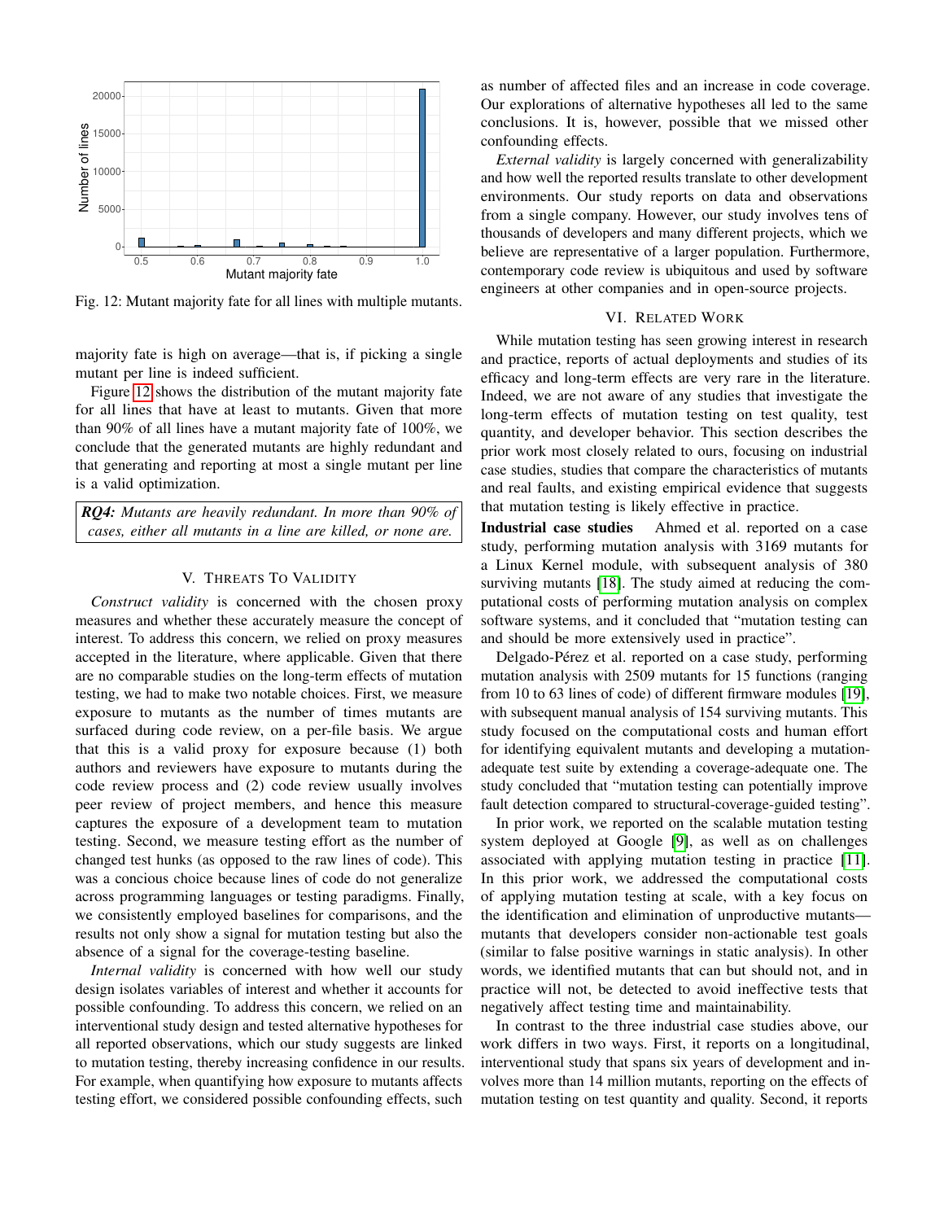20000

15000

10000

5000

0

Number of lines

0.5 0.6 0.7 0.8 0.9 1.0

Mutant majority fate

Fig. 12: Mutant majority fate for all lines with multiple mutants.

majority fate is high on average—that is, if picking a single mutant per line is indeed sufficient.

Figure 12 shows the distribution of the mutant majority fate for all lines that have at least to mutants. Given that more than 90% of all lines have a mutant majority fate of 100%, we conclude that the generated mutants are highly redundant and that generating and reporting at most a single mutant per line is a valid optimization.

> ***RQ4:*** *Mutants are heavily redundant. In more than 90% of cases, either all mutants in a line are killed, or none are.*

## V. Threats To Validity

*Construct validity* is concerned with the chosen proxy measures and whether these accurately measure the concept of interest. To address this concern, we relied on proxy measures accepted in the literature, where applicable. Given that there are no comparable studies on the long-term effects of mutation testing, we had to make two notable choices. First, we measure exposure to mutants as the number of times mutants are surfaced during code review, on a per-file basis. We argue that this is a valid proxy for exposure because (1) both authors and reviewers have exposure to mutants during the code review process and (2) code review usually involves peer review of project members, and hence this measure captures the exposure of a development team to mutation testing. Second, we measure testing effort as the number of changed test hunks (as opposed to the raw lines of code). This was a concious choice because lines of code do not generalize across programming languages or testing paradigms. Finally, we consistently employed baselines for comparisons, and the results not only show a signal for mutation testing but also the absence of a signal for the coverage-testing baseline.

*Internal validity* is concerned with how well our study design isolates variables of interest and whether it accounts for possible confounding. To address this concern, we relied on an interventional study design and tested alternative hypotheses for all reported observations, which our study suggests are linked to mutation testing, thereby increasing confidence in our results. For example, when quantifying how exposure to mutants affects testing effort, we considered possible confounding effects, such as number of affected files and an increase in code coverage. Our explorations of alternative hypotheses all led to the same conclusions. It is, however, possible that we missed other confounding effects.

*External validity* is largely concerned with generalizability and how well the reported results translate to other development environments. Our study reports on data and observations from a single company. However, our study involves tens of thousands of developers and many different projects, which we believe are representative of a larger population. Furthermore, contemporary code review is ubiquitous and used by software engineers at other companies and in open-source projects.

## VI. Related Work

While mutation testing has seen growing interest in research and practice, reports of actual deployments and studies of its efficacy and long-term effects are very rare in the literature. Indeed, we are not aware of any studies that investigate the long-term effects of mutation testing on test quality, test quantity, and developer behavior. This section describes the prior work most closely related to ours, focusing on industrial case studies, studies that compare the characteristics of mutants and real faults, and existing empirical evidence that suggests that mutation testing is likely effective in practice.

**Industrial case studies** Ahmed et al. reported on a case study, performing mutation analysis with 3169 mutants for a Linux Kernel module, with subsequent analysis of 380 surviving mutants [18]. The study aimed at reducing the computational costs of performing mutation analysis on complex software systems, and it concluded that "mutation testing can and should be more extensively used in practice".

Delgado-Pérez et al. reported on a case study, performing mutation analysis with 2509 mutants for 15 functions (ranging from 10 to 63 lines of code) of different firmware modules [19], with subsequent manual analysis of 154 surviving mutants. This study focused on the computational costs and human effort for identifying equivalent mutants and developing a mutation-adequate test suite by extending a coverage-adequate one. The study concluded that "mutation testing can potentially improve fault detection compared to structural-coverage-guided testing".

In prior work, we reported on the scalable mutation testing system deployed at Google [9], as well as on challenges associated with applying mutation testing in practice [11]. In this prior work, we addressed the computational costs of applying mutation testing at scale, with a key focus on the identification and elimination of unproductive mutants—mutants that developers consider non-actionable test goals (similar to false positive warnings in static analysis). In other words, we identified mutants that can but should not, and in practice will not, be detected to avoid ineffective tests that negatively affect testing time and maintainability.

In contrast to the three industrial case studies above, our work differs in two ways. First, it reports on a longitudinal, interventional study that spans six years of development and involves more than 14 million mutants, reporting on the effects of mutation testing on test quantity and quality. Second, it reports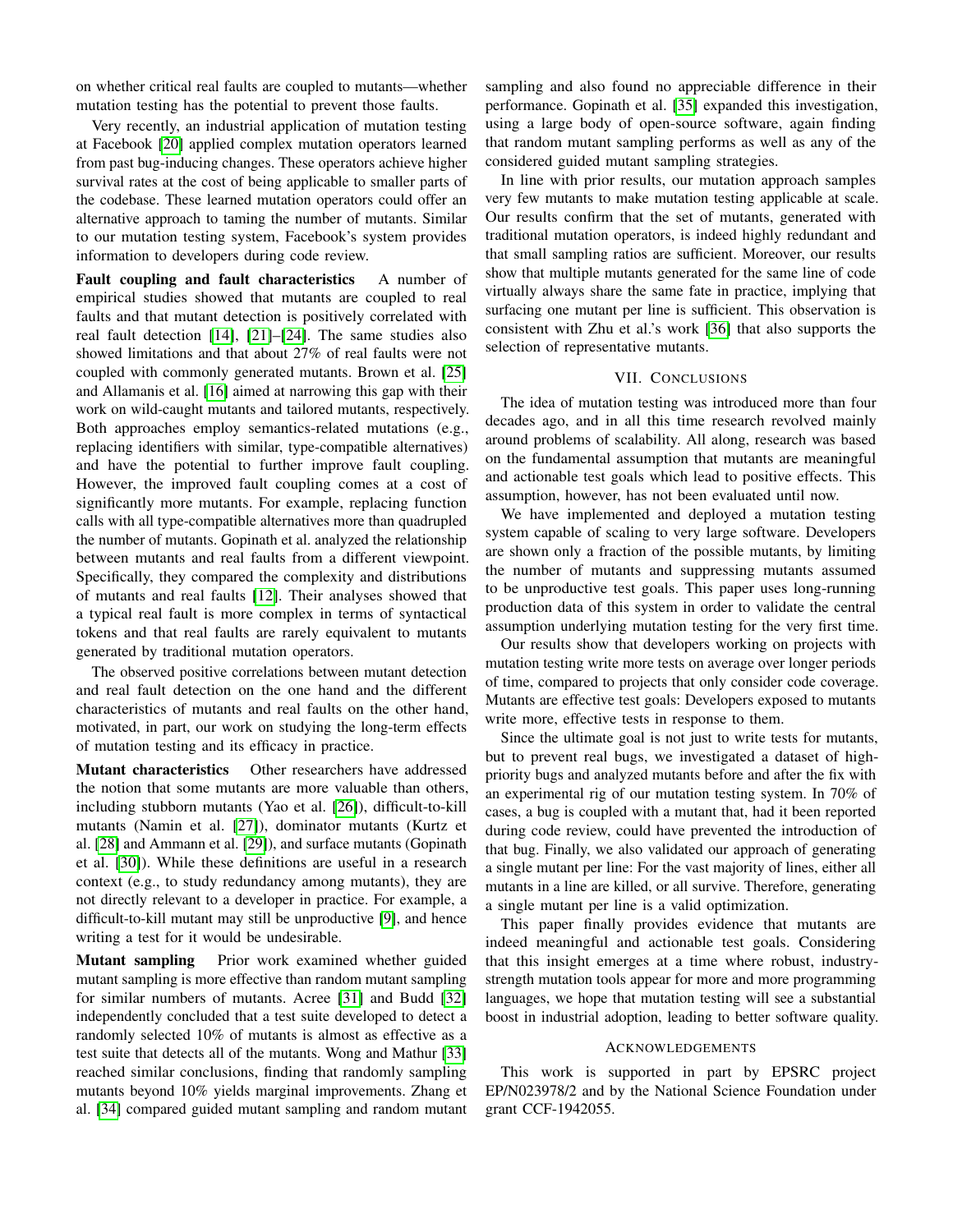on whether critical real faults are coupled to mutants—whether mutation testing has the potential to prevent those faults.

Very recently, an industrial application of mutation testing at Facebook [20] applied complex mutation operators learned from past bug-inducing changes. These operators achieve higher survival rates at the cost of being applicable to smaller parts of the codebase. These learned mutation operators could offer an alternative approach to taming the number of mutants. Similar to our mutation testing system, Facebook's system provides information to developers during code review.

**Fault coupling and fault characteristics** A number of empirical studies showed that mutants are coupled to real faults and that mutant detection is positively correlated with real fault detection [14], [21]–[24]. The same studies also showed limitations and that about 27% of real faults were not coupled with commonly generated mutants. Brown et al. [25] and Allamanis et al. [16] aimed at narrowing this gap with their work on wild-caught mutants and tailored mutants, respectively. Both approaches employ semantics-related mutations (e.g., replacing identifiers with similar, type-compatible alternatives) and have the potential to further improve fault coupling. However, the improved fault coupling comes at a cost of significantly more mutants. For example, replacing function calls with all type-compatible alternatives more than quadrupled the number of mutants. Gopinath et al. analyzed the relationship between mutants and real faults from a different viewpoint. Specifically, they compared the complexity and distributions of mutants and real faults [12]. Their analyses showed that a typical real fault is more complex in terms of syntactical tokens and that real faults are rarely equivalent to mutants generated by traditional mutation operators.

The observed positive correlations between mutant detection and real fault detection on the one hand and the different characteristics of mutants and real faults on the other hand, motivated, in part, our work on studying the long-term effects of mutation testing and its efficacy in practice.

**Mutant characteristics** Other researchers have addressed the notion that some mutants are more valuable than others, including stubborn mutants (Yao et al. [26]), difficult-to-kill mutants (Namin et al. [27]), dominator mutants (Kurtz et al. [28] and Ammann et al. [29]), and surface mutants (Gopinath et al. [30]). While these definitions are useful in a research context (e.g., to study redundancy among mutants), they are not directly relevant to a developer in practice. For example, a difficult-to-kill mutant may still be unproductive [9], and hence writing a test for it would be undesirable.

**Mutant sampling** Prior work examined whether guided mutant sampling is more effective than random mutant sampling for similar numbers of mutants. Acree [31] and Budd [32] independently concluded that a test suite developed to detect a randomly selected 10% of mutants is almost as effective as a test suite that detects all of the mutants. Wong and Mathur [33] reached similar conclusions, finding that randomly sampling mutants beyond 10% yields marginal improvements. Zhang et al. [34] compared guided mutant sampling and random mutant sampling and also found no appreciable difference in their performance. Gopinath et al. [35] expanded this investigation, using a large body of open-source software, again finding that random mutant sampling performs as well as any of the considered guided mutant sampling strategies.

In line with prior results, our mutation approach samples very few mutants to make mutation testing applicable at scale. Our results confirm that the set of mutants, generated with traditional mutation operators, is indeed highly redundant and that small sampling ratios are sufficient. Moreover, our results show that multiple mutants generated for the same line of code virtually always share the same fate in practice, implying that surfacing one mutant per line is sufficient. This observation is consistent with Zhu et al.'s work [36] that also supports the selection of representative mutants.

## VII. Conclusions

The idea of mutation testing was introduced more than four decades ago, and in all this time research revolved mainly around problems of scalability. All along, research was based on the fundamental assumption that mutants are meaningful and actionable test goals which lead to positive effects. This assumption, however, has not been evaluated until now.

We have implemented and deployed a mutation testing system capable of scaling to very large software. Developers are shown only a fraction of the possible mutants, by limiting the number of mutants and suppressing mutants assumed to be unproductive test goals. This paper uses long-running production data of this system in order to validate the central assumption underlying mutation testing for the very first time.

Our results show that developers working on projects with mutation testing write more tests on average over longer periods of time, compared to projects that only consider code coverage. Mutants are effective test goals: Developers exposed to mutants write more, effective tests in response to them.

Since the ultimate goal is not just to write tests for mutants, but to prevent real bugs, we investigated a dataset of high-priority bugs and analyzed mutants before and after the fix with an experimental rig of our mutation testing system. In 70% of cases, a bug is coupled with a mutant that, had it been reported during code review, could have prevented the introduction of that bug. Finally, we also validated our approach of generating a single mutant per line: For the vast majority of lines, either all mutants in a line are killed, or all survive. Therefore, generating a single mutant per line is a valid optimization.

This paper finally provides evidence that mutants are indeed meaningful and actionable test goals. Considering that this insight emerges at a time where robust, industry-strength mutation tools appear for more and more programming languages, we hope that mutation testing will see a substantial boost in industrial adoption, leading to better software quality.

## Acknowledgements

This work is supported in part by EPSRC project EP/N023978/2 and by the National Science Foundation under grant CCF-1942055.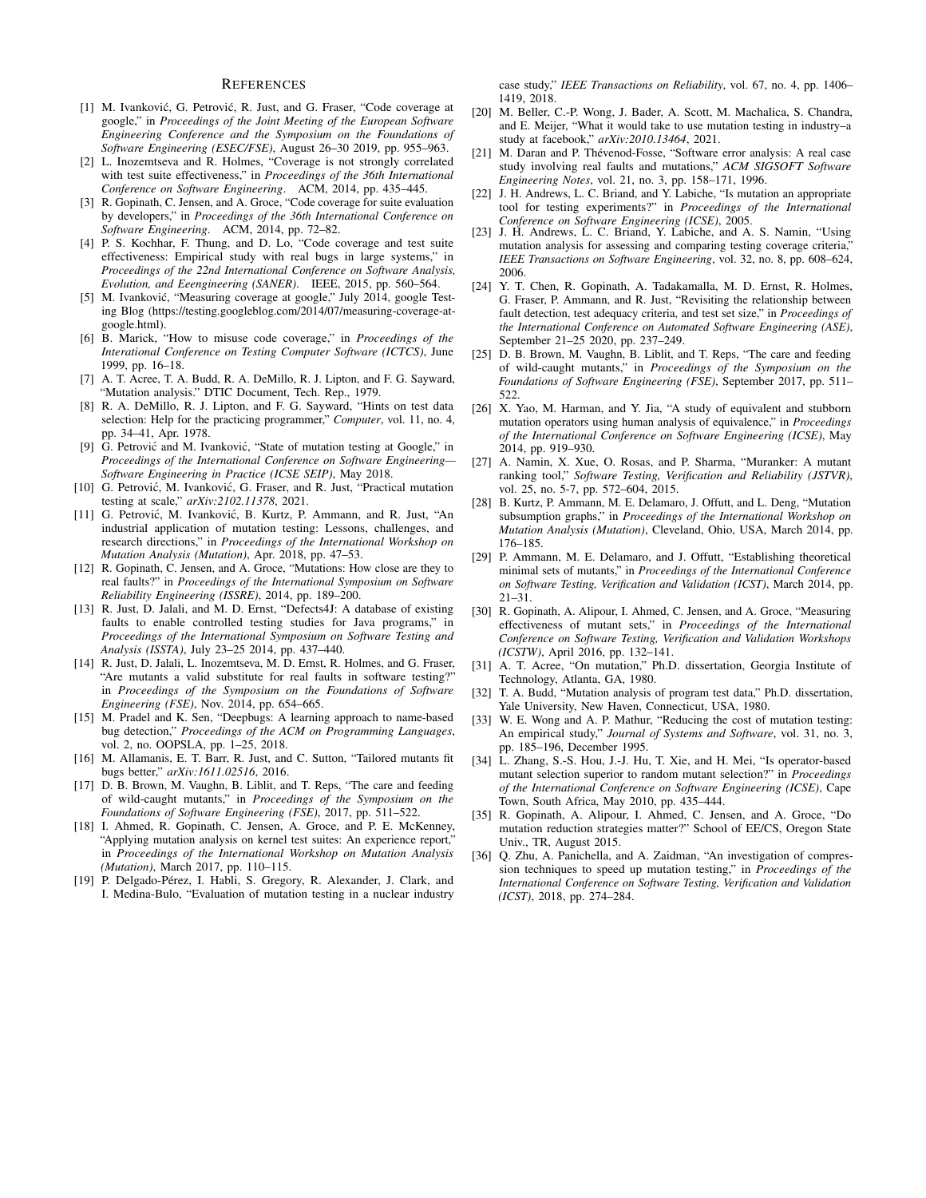## REFERENCES

[1] M. Ivanković, G. Petrović, R. Just, and G. Fraser, "Code coverage at google," in *Proceedings of the Joint Meeting of the European Software Engineering Conference and the Symposium on the Foundations of Software Engineering (ESEC/FSE)*, August 26–30 2019, pp. 955–963.

[2] L. Inozemtseva and R. Holmes, "Coverage is not strongly correlated with test suite effectiveness," in *Proceedings of the 36th International Conference on Software Engineering*. ACM, 2014, pp. 435–445.

[3] R. Gopinath, C. Jensen, and A. Groce, "Code coverage for suite evaluation by developers," in *Proceedings of the 36th International Conference on Software Engineering*. ACM, 2014, pp. 72–82.

[4] P. S. Kochhar, F. Thung, and D. Lo, "Code coverage and test suite effectiveness: Empirical study with real bugs in large systems," in *Proceedings of the 22nd International Conference on Software Analysis, Evolution, and Eeengineering (SANER)*. IEEE, 2015, pp. 560–564.

[5] M. Ivanković, "Measuring coverage at google," July 2014, google Testing Blog (https://testing.googleblog.com/2014/07/measuring-coverage-at-google.html).

[6] B. Marick, "How to misuse code coverage," in *Proceedings of the Interational Conference on Testing Computer Software (ICTCS)*, June 1999, pp. 16–18.

[7] A. T. Acree, T. A. Budd, R. A. DeMillo, R. J. Lipton, and F. G. Sayward, "Mutation analysis." DTIC Document, Tech. Rep., 1979.

[8] R. A. DeMillo, R. J. Lipton, and F. G. Sayward, "Hints on test data selection: Help for the practicing programmer," *Computer*, vol. 11, no. 4, pp. 34–41, Apr. 1978.

[9] G. Petrović and M. Ivanković, "State of mutation testing at Google," in *Proceedings of the International Conference on Software Engineering—Software Engineering in Practice (ICSE SEIP)*, May 2018.

[10] G. Petrović, M. Ivanković, G. Fraser, and R. Just, "Practical mutation testing at scale," *arXiv:2102.11378*, 2021.

[11] G. Petrović, M. Ivanković, B. Kurtz, P. Ammann, and R. Just, "An industrial application of mutation testing: Lessons, challenges, and research directions," in *Proceedings of the International Workshop on Mutation Analysis (Mutation)*, Apr. 2018, pp. 47–53.

[12] R. Gopinath, C. Jensen, and A. Groce, "Mutations: How close are they to real faults?" in *Proceedings of the International Symposium on Software Reliability Engineering (ISSRE)*, 2014, pp. 189–200.

[13] R. Just, D. Jalali, and M. D. Ernst, "Defects4J: A database of existing faults to enable controlled testing studies for Java programs," in *Proceedings of the International Symposium on Software Testing and Analysis (ISSTA)*, July 23–25 2014, pp. 437–440.

[14] R. Just, D. Jalali, L. Inozemtseva, M. D. Ernst, R. Holmes, and G. Fraser, "Are mutants a valid substitute for real faults in software testing?" in *Proceedings of the Symposium on the Foundations of Software Engineering (FSE)*, Nov. 2014, pp. 654–665.

[15] M. Pradel and K. Sen, "Deepbugs: A learning approach to name-based bug detection," *Proceedings of the ACM on Programming Languages*, vol. 2, no. OOPSLA, pp. 1–25, 2018.

[16] M. Allamanis, E. T. Barr, R. Just, and C. Sutton, "Tailored mutants fit bugs better," *arXiv:1611.02516*, 2016.

[17] D. B. Brown, M. Vaughn, B. Liblit, and T. Reps, "The care and feeding of wild-caught mutants," in *Proceedings of the Symposium on the Foundations of Software Engineering (FSE)*, 2017, pp. 511–522.

[18] I. Ahmed, R. Gopinath, C. Jensen, A. Groce, and P. E. McKenney, "Applying mutation analysis on kernel test suites: An experience report," in *Proceedings of the International Workshop on Mutation Analysis (Mutation)*, March 2017, pp. 110–115.

[19] P. Delgado-Pérez, I. Habli, S. Gregory, R. Alexander, J. Clark, and I. Medina-Bulo, "Evaluation of mutation testing in a nuclear industry case study," *IEEE Transactions on Reliability*, vol. 67, no. 4, pp. 1406–1419, 2018.

[20] M. Beller, C.-P. Wong, J. Bader, A. Scott, M. Machalica, S. Chandra, and E. Meijer, "What it would take to use mutation testing in industry–a study at facebook," *arXiv:2010.13464*, 2021.

[21] M. Daran and P. Thévenod-Fosse, "Software error analysis: A real case study involving real faults and mutations," *ACM SIGSOFT Software Engineering Notes*, vol. 21, no. 3, pp. 158–171, 1996.

[22] J. H. Andrews, L. C. Briand, and Y. Labiche, "Is mutation an appropriate tool for testing experiments?" in *Proceedings of the International Conference on Software Engineering (ICSE)*, 2005.

[23] J. H. Andrews, L. C. Briand, Y. Labiche, and A. S. Namin, "Using mutation analysis for assessing and comparing testing coverage criteria," *IEEE Transactions on Software Engineering*, vol. 32, no. 8, pp. 608–624, 2006.

[24] Y. T. Chen, R. Gopinath, A. Tadakamalla, M. D. Ernst, R. Holmes, G. Fraser, P. Ammann, and R. Just, "Revisiting the relationship between fault detection, test adequacy criteria, and test set size," in *Proceedings of the International Conference on Automated Software Engineering (ASE)*, September 21–25 2020, pp. 237–249.

[25] D. B. Brown, M. Vaughn, B. Liblit, and T. Reps, "The care and feeding of wild-caught mutants," in *Proceedings of the Symposium on the Foundations of Software Engineering (FSE)*, September 2017, pp. 511–522.

[26] X. Yao, M. Harman, and Y. Jia, "A study of equivalent and stubborn mutation operators using human analysis of equivalence," in *Proceedings of the International Conference on Software Engineering (ICSE)*, May 2014, pp. 919–930.

[27] A. Namin, X. Xue, O. Rosas, and P. Sharma, "Muranker: A mutant ranking tool," *Software Testing, Verification and Reliability (JSTVR)*, vol. 25, no. 5-7, pp. 572–604, 2015.

[28] B. Kurtz, P. Ammann, M. E. Delamaro, J. Offutt, and L. Deng, "Mutation subsumption graphs," in *Proceedings of the International Workshop on Mutation Analysis (Mutation)*, Cleveland, Ohio, USA, March 2014, pp. 176–185.

[29] P. Ammann, M. E. Delamaro, and J. Offutt, "Establishing theoretical minimal sets of mutants," in *Proceedings of the International Conference on Software Testing, Verification and Validation (ICST)*, March 2014, pp. 21–31.

[30] R. Gopinath, A. Alipour, I. Ahmed, C. Jensen, and A. Groce, "Measuring effectiveness of mutant sets," in *Proceedings of the International Conference on Software Testing, Verification and Validation Workshops (ICSTW)*, April 2016, pp. 132–141.

[31] A. T. Acree, "On mutation," Ph.D. dissertation, Georgia Institute of Technology, Atlanta, GA, 1980.

[32] T. A. Budd, "Mutation analysis of program test data," Ph.D. dissertation, Yale University, New Haven, Connecticut, USA, 1980.

[33] W. E. Wong and A. P. Mathur, "Reducing the cost of mutation testing: An empirical study," *Journal of Systems and Software*, vol. 31, no. 3, pp. 185–196, December 1995.

[34] L. Zhang, S.-S. Hou, J.-J. Hu, T. Xie, and H. Mei, "Is operator-based mutant selection superior to random mutant selection?" in *Proceedings of the International Conference on Software Engineering (ICSE)*, Cape Town, South Africa, May 2010, pp. 435–444.

[35] R. Gopinath, A. Alipour, I. Ahmed, C. Jensen, and A. Groce, "Do mutation reduction strategies matter?" School of EE/CS, Oregon State Univ., TR, August 2015.

[36] Q. Zhu, A. Panichella, and A. Zaidman, "An investigation of compression techniques to speed up mutation testing," in *Proceedings of the International Conference on Software Testing, Verification and Validation (ICST)*, 2018, pp. 274–284.